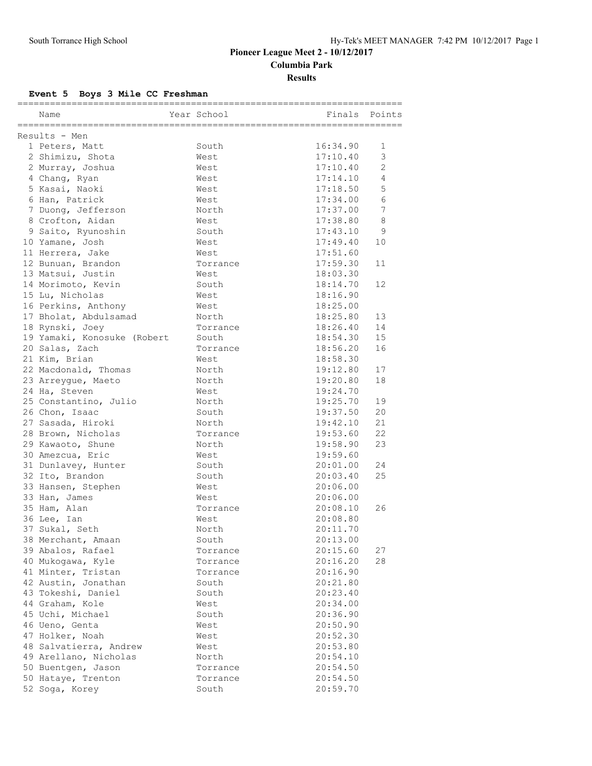# Pioneer League Meet 2 - 10/12/2017

## Columbia Park

## Results

### Event 5 Boys 3 Mile CC Freshman

| Place | Name | Year | School | Finals | Points |
|---|---|---|---|---|---|
| **Results - Men** | | | | | |
| 1 | Peters, Matt | | South | 16:34.90 | 1 |
| 2 | Shimizu, Shota | | West | 17:10.40 | 3 |
| 2 | Murray, Joshua | | West | 17:10.40 | 2 |
| 4 | Chang, Ryan | | West | 17:14.10 | 4 |
| 5 | Kasai, Naoki | | West | 17:18.50 | 5 |
| 6 | Han, Patrick | | West | 17:34.00 | 6 |
| 7 | Duong, Jefferson | | North | 17:37.00 | 7 |
| 8 | Crofton, Aidan | | West | 17:38.80 | 8 |
| 9 | Saito, Ryunoshin | | South | 17:43.10 | 9 |
| 10 | Yamane, Josh | | West | 17:49.40 | 10 |
| 11 | Herrera, Jake | | West | 17:51.60 | |
| 12 | Bunuan, Brandon | | Torrance | 17:59.30 | 11 |
| 13 | Matsui, Justin | | West | 18:03.30 | |
| 14 | Morimoto, Kevin | | South | 18:14.70 | 12 |
| 15 | Lu, Nicholas | | West | 18:16.90 | |
| 16 | Perkins, Anthony | | West | 18:25.00 | |
| 17 | Bholat, Abdulsamad | | North | 18:25.80 | 13 |
| 18 | Rynski, Joey | | Torrance | 18:26.40 | 14 |
| 19 | Yamaki, Konosuke (Robert | | South | 18:54.30 | 15 |
| 20 | Salas, Zach | | Torrance | 18:56.20 | 16 |
| 21 | Kim, Brian | | West | 18:58.30 | |
| 22 | Macdonald, Thomas | | North | 19:12.80 | 17 |
| 23 | Arreygue, Maeto | | North | 19:20.80 | 18 |
| 24 | Ha, Steven | | West | 19:24.70 | |
| 25 | Constantino, Julio | | North | 19:25.70 | 19 |
| 26 | Chon, Isaac | | South | 19:37.50 | 20 |
| 27 | Sasada, Hiroki | | North | 19:42.10 | 21 |
| 28 | Brown, Nicholas | | Torrance | 19:53.60 | 22 |
| 29 | Kawaoto, Shune | | North | 19:58.90 | 23 |
| 30 | Amezcua, Eric | | West | 19:59.60 | |
| 31 | Dunlavey, Hunter | | South | 20:01.00 | 24 |
| 32 | Ito, Brandon | | South | 20:03.40 | 25 |
| 33 | Hansen, Stephen | | West | 20:06.00 | |
| 33 | Han, James | | West | 20:06.00 | |
| 35 | Ham, Alan | | Torrance | 20:08.10 | 26 |
| 36 | Lee, Ian | | West | 20:08.80 | |
| 37 | Sukal, Seth | | North | 20:11.70 | |
| 38 | Merchant, Amaan | | South | 20:13.00 | |
| 39 | Abalos, Rafael | | Torrance | 20:15.60 | 27 |
| 40 | Mukogawa, Kyle | | Torrance | 20:16.20 | 28 |
| 41 | Minter, Tristan | | Torrance | 20:16.90 | |
| 42 | Austin, Jonathan | | South | 20:21.80 | |
| 43 | Tokeshi, Daniel | | South | 20:23.40 | |
| 44 | Graham, Kole | | West | 20:34.00 | |
| 45 | Uchi, Michael | | South | 20:36.90 | |
| 46 | Ueno, Genta | | West | 20:50.90 | |
| 47 | Holker, Noah | | West | 20:52.30 | |
| 48 | Salvatierra, Andrew | | West | 20:53.80 | |
| 49 | Arellano, Nicholas | | North | 20:54.10 | |
| 50 | Buentgen, Jason | | Torrance | 20:54.50 | |
| 50 | Hataye, Trenton | | Torrance | 20:54.50 | |
| 52 | Soga, Korey | | South | 20:59.70 | |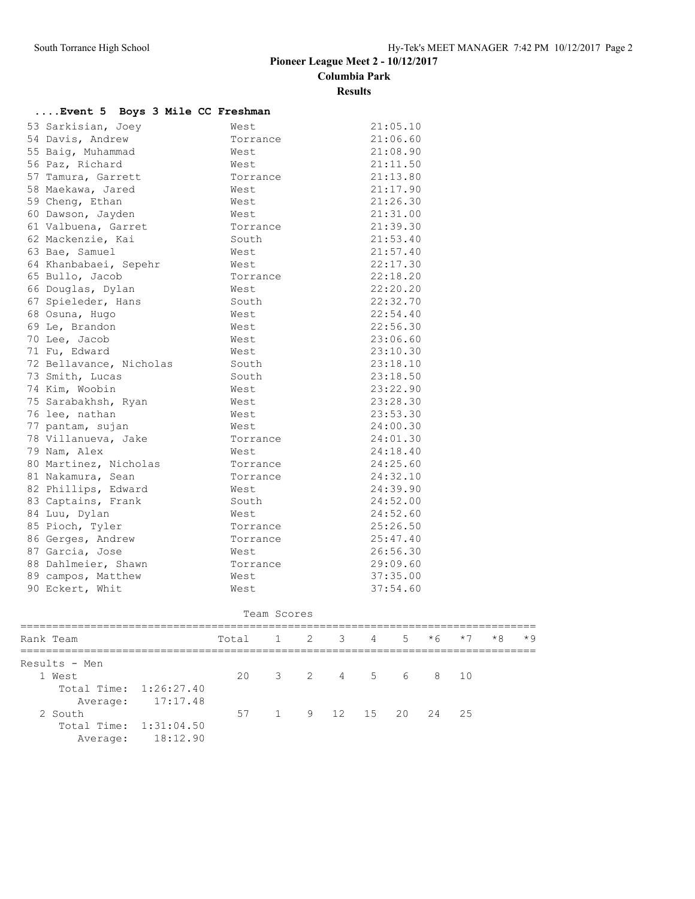# Pioneer League Meet 2 - 10/12/2017

**Columbia Park**

**Results**

### ....Event 5 Boys 3 Mile CC Freshman

| Place | Name | Team | Time |
|---|---|---|---|
| 53 | Sarkisian, Joey | West | 21:05.10 |
| 54 | Davis, Andrew | Torrance | 21:06.60 |
| 55 | Baig, Muhammad | West | 21:08.90 |
| 56 | Paz, Richard | West | 21:11.50 |
| 57 | Tamura, Garrett | Torrance | 21:13.80 |
| 58 | Maekawa, Jared | West | 21:17.90 |
| 59 | Cheng, Ethan | West | 21:26.30 |
| 60 | Dawson, Jayden | West | 21:31.00 |
| 61 | Valbuena, Garret | Torrance | 21:39.30 |
| 62 | Mackenzie, Kai | South | 21:53.40 |
| 63 | Bae, Samuel | West | 21:57.40 |
| 64 | Khanbabaei, Sepehr | West | 22:17.30 |
| 65 | Bullo, Jacob | Torrance | 22:18.20 |
| 66 | Douglas, Dylan | West | 22:20.20 |
| 67 | Spieleder, Hans | South | 22:32.70 |
| 68 | Osuna, Hugo | West | 22:54.40 |
| 69 | Le, Brandon | West | 22:56.30 |
| 70 | Lee, Jacob | West | 23:06.60 |
| 71 | Fu, Edward | West | 23:10.30 |
| 72 | Bellavance, Nicholas | South | 23:18.10 |
| 73 | Smith, Lucas | South | 23:18.50 |
| 74 | Kim, Woobin | West | 23:22.90 |
| 75 | Sarabakhsh, Ryan | West | 23:28.30 |
| 76 | lee, nathan | West | 23:53.30 |
| 77 | pantam, sujan | West | 24:00.30 |
| 78 | Villanueva, Jake | Torrance | 24:01.30 |
| 79 | Nam, Alex | West | 24:18.40 |
| 80 | Martinez, Nicholas | Torrance | 24:25.60 |
| 81 | Nakamura, Sean | Torrance | 24:32.10 |
| 82 | Phillips, Edward | West | 24:39.90 |
| 83 | Captains, Frank | South | 24:52.00 |
| 84 | Luu, Dylan | West | 24:52.60 |
| 85 | Pioch, Tyler | Torrance | 25:26.50 |
| 86 | Gerges, Andrew | Torrance | 25:47.40 |
| 87 | Garcia, Jose | West | 26:56.30 |
| 88 | Dahlmeier, Shawn | Torrance | 29:09.60 |
| 89 | campos, Matthew | West | 37:35.00 |
| 90 | Eckert, Whit | West | 37:54.60 |

Team Scores

| Rank | Team | Total | 1 | 2 | 3 | 4 | 5 | *6 | *7 | *8 | *9 |
|---|---|---|---|---|---|---|---|---|---|---|---|
| Results - Men | | | | | | | | | | | |
| 1 | West | 20 | 3 | 2 | 4 | 5 | 6 | 8 | 10 | | |
| | Total Time: 1:26:27.40 | | | | | | | | | | |
| | Average: 17:17.48 | | | | | | | | | | |
| 2 | South | 57 | 1 | 9 | 12 | 15 | 20 | 24 | 25 | | |
| | Total Time: 1:31:04.50 | | | | | | | | | | |
| | Average: 18:12.90 | | | | | | | | | | |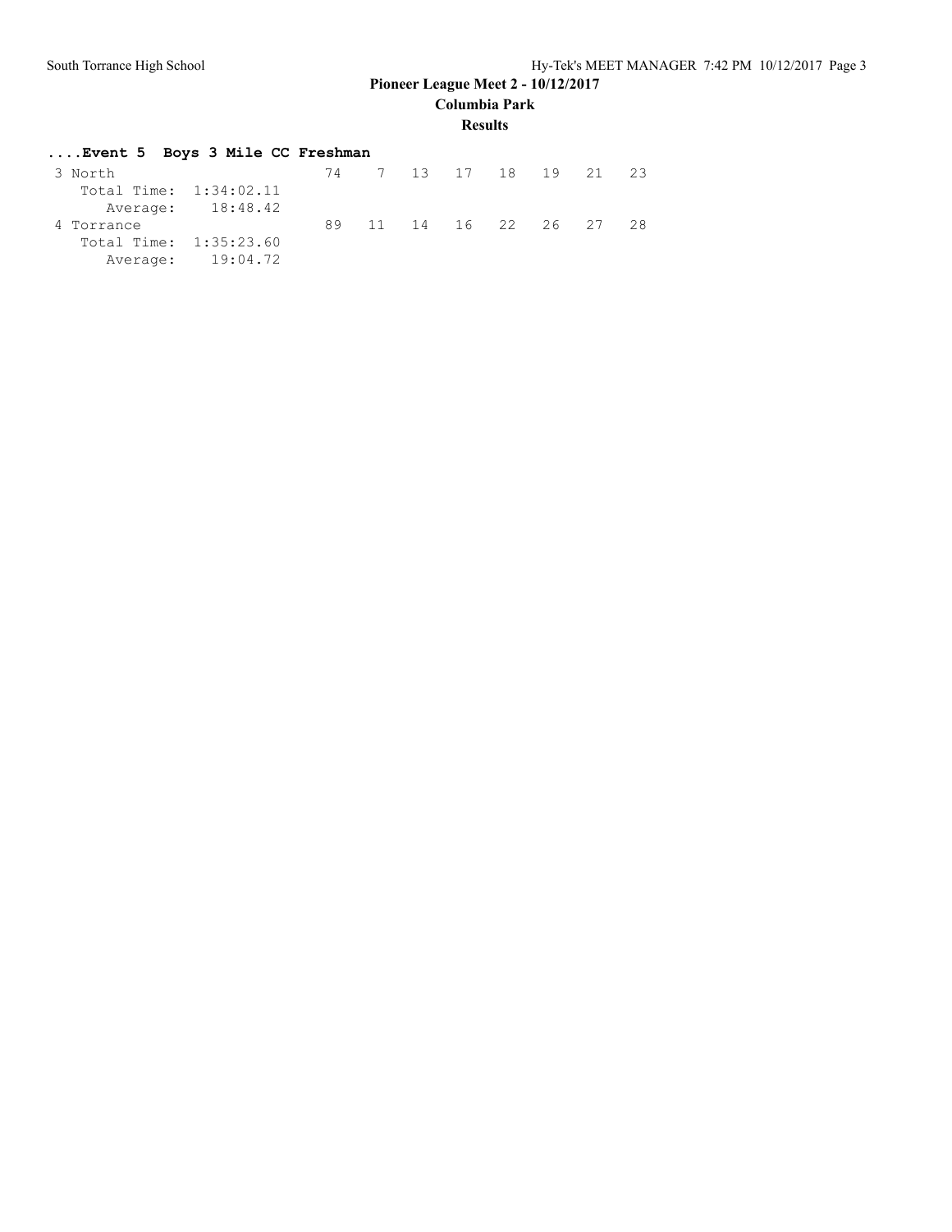**Pioneer League Meet 2 - 10/12/2017**

**Columbia Park**

**Results**

### ....Event 5 Boys 3 Mile CC Freshman

```
 3 North                      74    7   13   17   18   19   21   23
    Total Time:  1:34:02.11
       Average:    18:48.42
 4 Torrance                   89   11   14   16   22   26   27   28
    Total Time:  1:35:23.60
       Average:    19:04.72
```